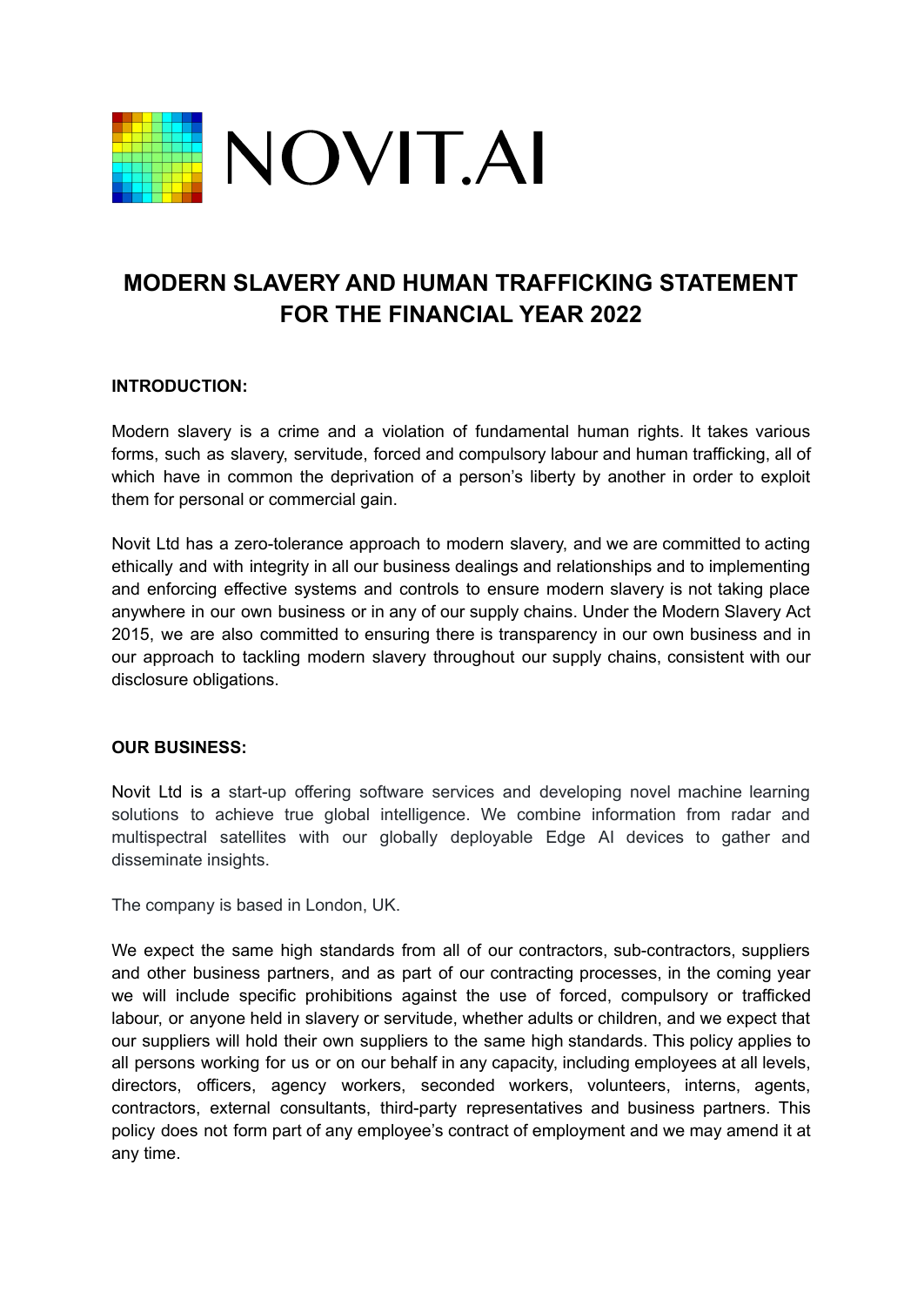NOVIT.AI

# MODERN SLAVERY AND HUMAN TRAFFICKING STATEMENT FOR THE FINANCIAL YEAR 2022

**INTRODUCTION:**

Modern slavery is a crime and a violation of fundamental human rights. It takes various forms, such as slavery, servitude, forced and compulsory labour and human trafficking, all of which have in common the deprivation of a person's liberty by another in order to exploit them for personal or commercial gain.

Novit Ltd has a zero-tolerance approach to modern slavery, and we are committed to acting ethically and with integrity in all our business dealings and relationships and to implementing and enforcing effective systems and controls to ensure modern slavery is not taking place anywhere in our own business or in any of our supply chains. Under the Modern Slavery Act 2015, we are also committed to ensuring there is transparency in our own business and in our approach to tackling modern slavery throughout our supply chains, consistent with our disclosure obligations.

**OUR BUSINESS:**

Novit Ltd is a start-up offering software services and developing novel machine learning solutions to achieve true global intelligence. We combine information from radar and multispectral satellites with our globally deployable Edge AI devices to gather and disseminate insights.

The company is based in London, UK.

We expect the same high standards from all of our contractors, sub-contractors, suppliers and other business partners, and as part of our contracting processes, in the coming year we will include specific prohibitions against the use of forced, compulsory or trafficked labour, or anyone held in slavery or servitude, whether adults or children, and we expect that our suppliers will hold their own suppliers to the same high standards. This policy applies to all persons working for us or on our behalf in any capacity, including employees at all levels, directors, officers, agency workers, seconded workers, volunteers, interns, agents, contractors, external consultants, third-party representatives and business partners. This policy does not form part of any employee's contract of employment and we may amend it at any time.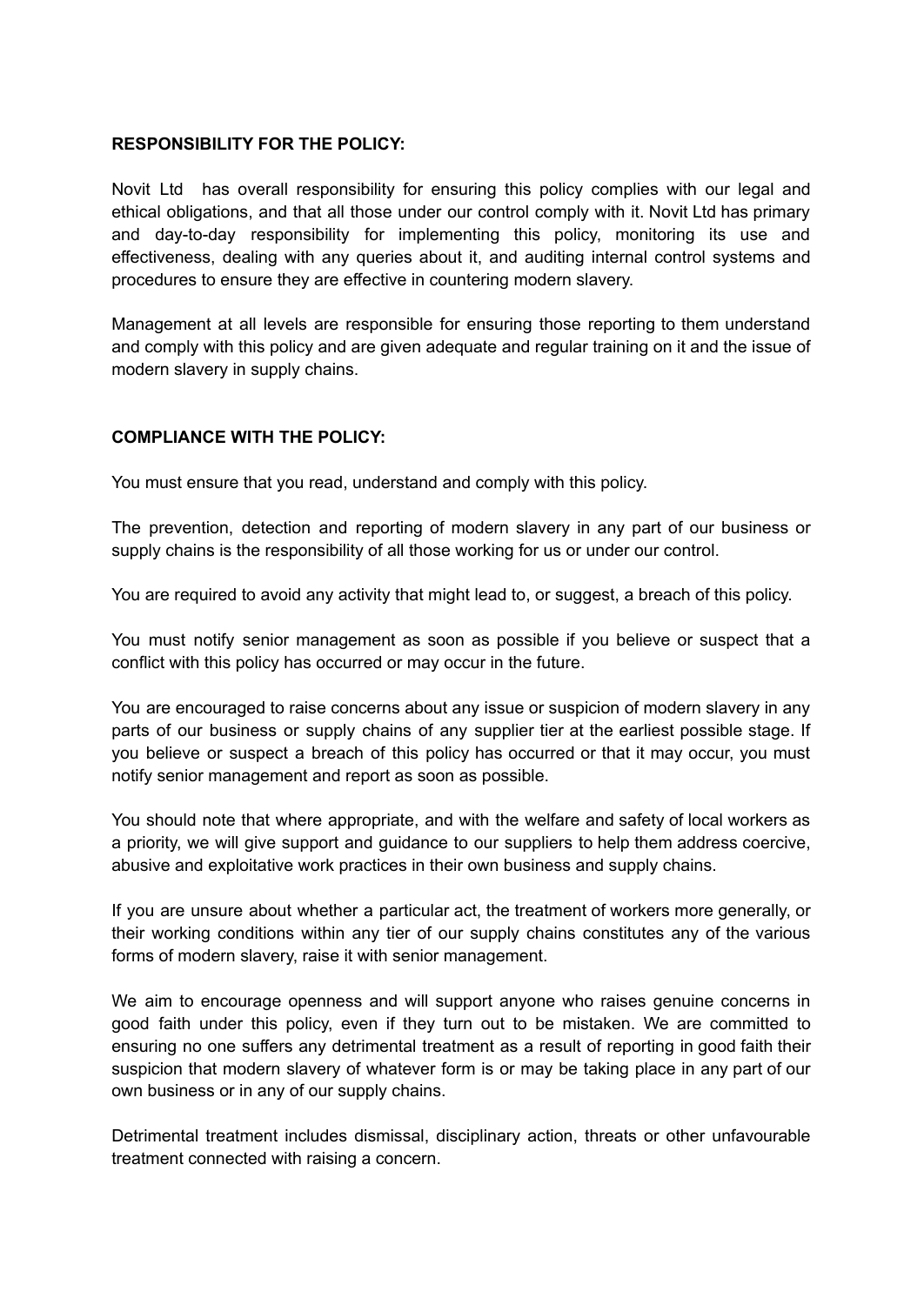**RESPONSIBILITY FOR THE POLICY:**

Novit Ltd has overall responsibility for ensuring this policy complies with our legal and ethical obligations, and that all those under our control comply with it. Novit Ltd has primary and day-to-day responsibility for implementing this policy, monitoring its use and effectiveness, dealing with any queries about it, and auditing internal control systems and procedures to ensure they are effective in countering modern slavery.

Management at all levels are responsible for ensuring those reporting to them understand and comply with this policy and are given adequate and regular training on it and the issue of modern slavery in supply chains.

**COMPLIANCE WITH THE POLICY:**

You must ensure that you read, understand and comply with this policy.

The prevention, detection and reporting of modern slavery in any part of our business or supply chains is the responsibility of all those working for us or under our control.

You are required to avoid any activity that might lead to, or suggest, a breach of this policy.

You must notify senior management as soon as possible if you believe or suspect that a conflict with this policy has occurred or may occur in the future.

You are encouraged to raise concerns about any issue or suspicion of modern slavery in any parts of our business or supply chains of any supplier tier at the earliest possible stage. If you believe or suspect a breach of this policy has occurred or that it may occur, you must notify senior management and report as soon as possible.

You should note that where appropriate, and with the welfare and safety of local workers as a priority, we will give support and guidance to our suppliers to help them address coercive, abusive and exploitative work practices in their own business and supply chains.

If you are unsure about whether a particular act, the treatment of workers more generally, or their working conditions within any tier of our supply chains constitutes any of the various forms of modern slavery, raise it with senior management.

We aim to encourage openness and will support anyone who raises genuine concerns in good faith under this policy, even if they turn out to be mistaken. We are committed to ensuring no one suffers any detrimental treatment as a result of reporting in good faith their suspicion that modern slavery of whatever form is or may be taking place in any part of our own business or in any of our supply chains.

Detrimental treatment includes dismissal, disciplinary action, threats or other unfavourable treatment connected with raising a concern.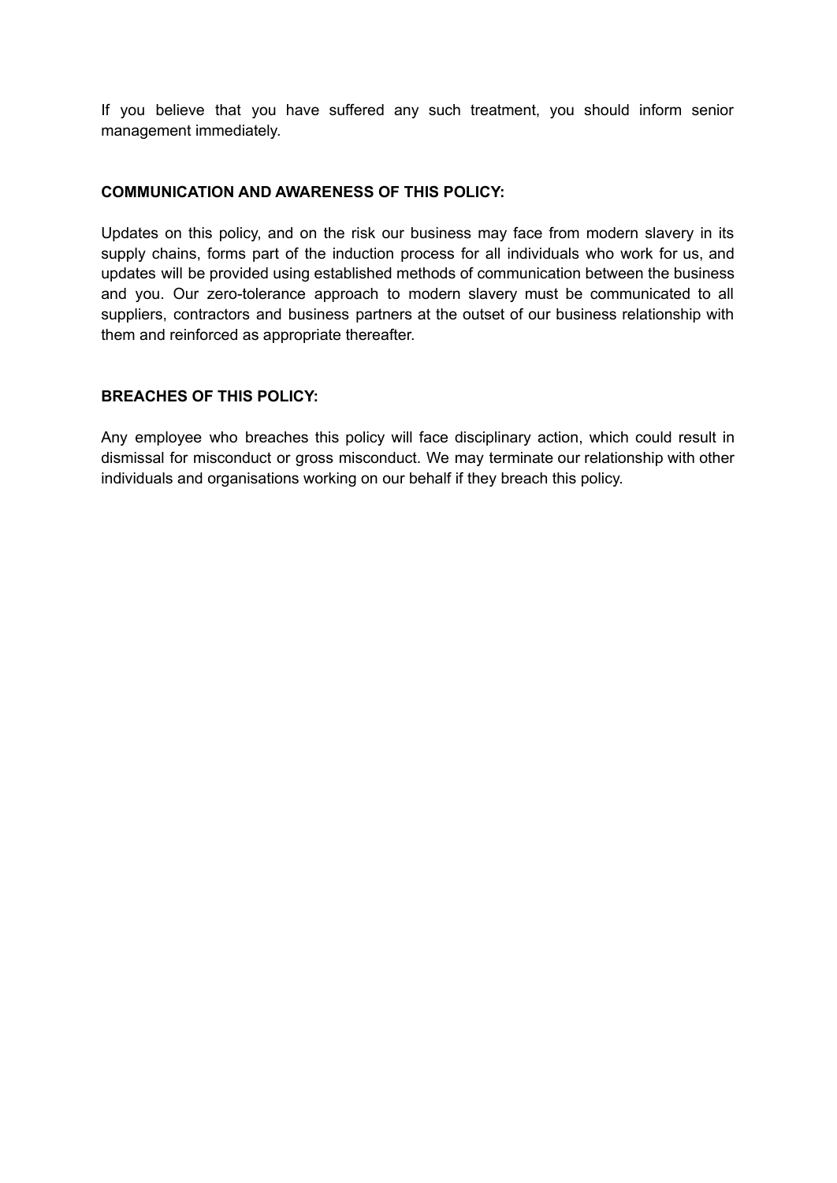If you believe that you have suffered any such treatment, you should inform senior management immediately.

**COMMUNICATION AND AWARENESS OF THIS POLICY:**

Updates on this policy, and on the risk our business may face from modern slavery in its supply chains, forms part of the induction process for all individuals who work for us, and updates will be provided using established methods of communication between the business and you. Our zero-tolerance approach to modern slavery must be communicated to all suppliers, contractors and business partners at the outset of our business relationship with them and reinforced as appropriate thereafter.

**BREACHES OF THIS POLICY:**

Any employee who breaches this policy will face disciplinary action, which could result in dismissal for misconduct or gross misconduct. We may terminate our relationship with other individuals and organisations working on our behalf if they breach this policy.